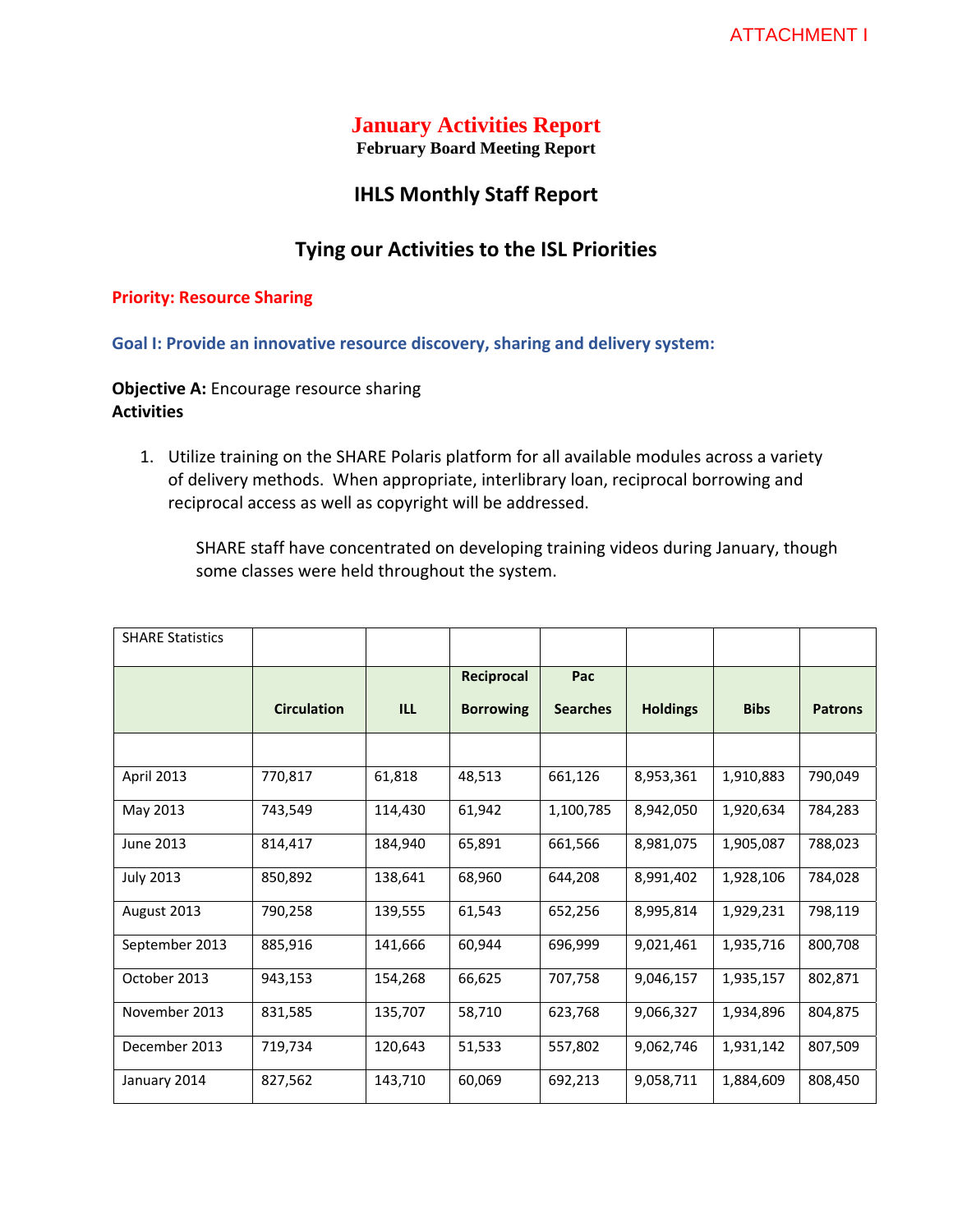ATTACHMENT I

# January Activities Report

**February Board Meeting Report**

## IHLS Monthly Staff Report

## Tying our Activities to the ISL Priorities

**Priority: Resource Sharing**

### Goal I: Provide an innovative resource discovery, sharing and delivery system:

**Objective A:** Encourage resource sharing
**Activities**

1. Utilize training on the SHARE Polaris platform for all available modules across a variety of delivery methods. When appropriate, interlibrary loan, reciprocal borrowing and reciprocal access as well as copyright will be addressed.

   SHARE staff have concentrated on developing training videos during January, though some classes were held throughout the system.

| SHARE Statistics | | | | | | | |
|---|---|---|---|---|---|---|---|
| | **Circulation** | **ILL** | **Reciprocal Borrowing** | **Pac Searches** | **Holdings** | **Bibs** | **Patrons** |
| | | | | | | | |
| April 2013 | 770,817 | 61,818 | 48,513 | 661,126 | 8,953,361 | 1,910,883 | 790,049 |
| May 2013 | 743,549 | 114,430 | 61,942 | 1,100,785 | 8,942,050 | 1,920,634 | 784,283 |
| June 2013 | 814,417 | 184,940 | 65,891 | 661,566 | 8,981,075 | 1,905,087 | 788,023 |
| July 2013 | 850,892 | 138,641 | 68,960 | 644,208 | 8,991,402 | 1,928,106 | 784,028 |
| August 2013 | 790,258 | 139,555 | 61,543 | 652,256 | 8,995,814 | 1,929,231 | 798,119 |
| September 2013 | 885,916 | 141,666 | 60,944 | 696,999 | 9,021,461 | 1,935,716 | 800,708 |
| October 2013 | 943,153 | 154,268 | 66,625 | 707,758 | 9,046,157 | 1,935,157 | 802,871 |
| November 2013 | 831,585 | 135,707 | 58,710 | 623,768 | 9,066,327 | 1,934,896 | 804,875 |
| December 2013 | 719,734 | 120,643 | 51,533 | 557,802 | 9,062,746 | 1,931,142 | 807,509 |
| January 2014 | 827,562 | 143,710 | 60,069 | 692,213 | 9,058,711 | 1,884,609 | 808,450 |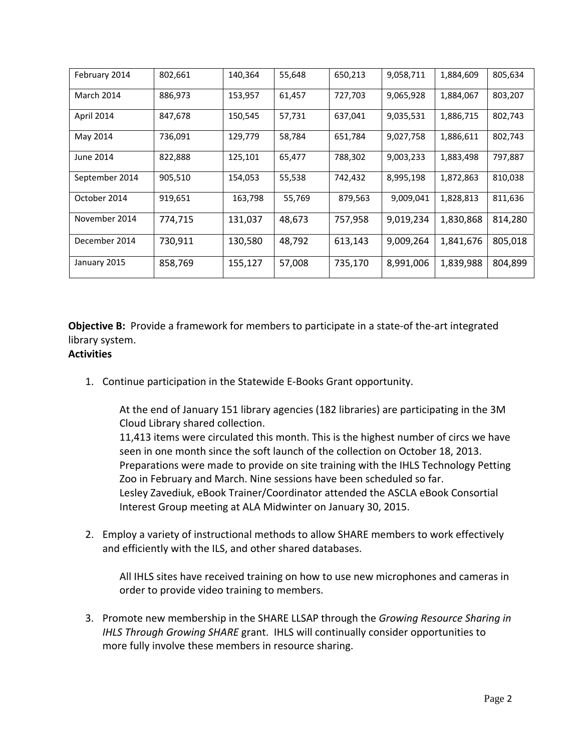| February 2014 | 802,661 | 140,364 | 55,648 | 650,213 | 9,058,711 | 1,884,609 | 805,634 |
|---|---|---|---|---|---|---|---|
| March 2014 | 886,973 | 153,957 | 61,457 | 727,703 | 9,065,928 | 1,884,067 | 803,207 |
| April 2014 | 847,678 | 150,545 | 57,731 | 637,041 | 9,035,531 | 1,886,715 | 802,743 |
| May 2014 | 736,091 | 129,779 | 58,784 | 651,784 | 9,027,758 | 1,886,611 | 802,743 |
| June 2014 | 822,888 | 125,101 | 65,477 | 788,302 | 9,003,233 | 1,883,498 | 797,887 |
| September 2014 | 905,510 | 154,053 | 55,538 | 742,432 | 8,995,198 | 1,872,863 | 810,038 |
| October 2014 | 919,651 | 163,798 | 55,769 | 879,563 | 9,009,041 | 1,828,813 | 811,636 |
| November 2014 | 774,715 | 131,037 | 48,673 | 757,958 | 9,019,234 | 1,830,868 | 814,280 |
| December 2014 | 730,911 | 130,580 | 48,792 | 613,143 | 9,009,264 | 1,841,676 | 805,018 |
| January 2015 | 858,769 | 155,127 | 57,008 | 735,170 | 8,991,006 | 1,839,988 | 804,899 |

**Objective B:** Provide a framework for members to participate in a state-of the-art integrated library system.

**Activities**

1. Continue participation in the Statewide E-Books Grant opportunity.

   At the end of January 151 library agencies (182 libraries) are participating in the 3M Cloud Library shared collection.
   11,413 items were circulated this month. This is the highest number of circs we have seen in one month since the soft launch of the collection on October 18, 2013.
   Preparations were made to provide on site training with the IHLS Technology Petting Zoo in February and March. Nine sessions have been scheduled so far.
   Lesley Zavediuk, eBook Trainer/Coordinator attended the ASCLA eBook Consortial Interest Group meeting at ALA Midwinter on January 30, 2015.

2. Employ a variety of instructional methods to allow SHARE members to work effectively and efficiently with the ILS, and other shared databases.

   All IHLS sites have received training on how to use new microphones and cameras in order to provide video training to members.

3. Promote new membership in the SHARE LLSAP through the *Growing Resource Sharing in IHLS Through Growing SHARE* grant. IHLS will continually consider opportunities to more fully involve these members in resource sharing.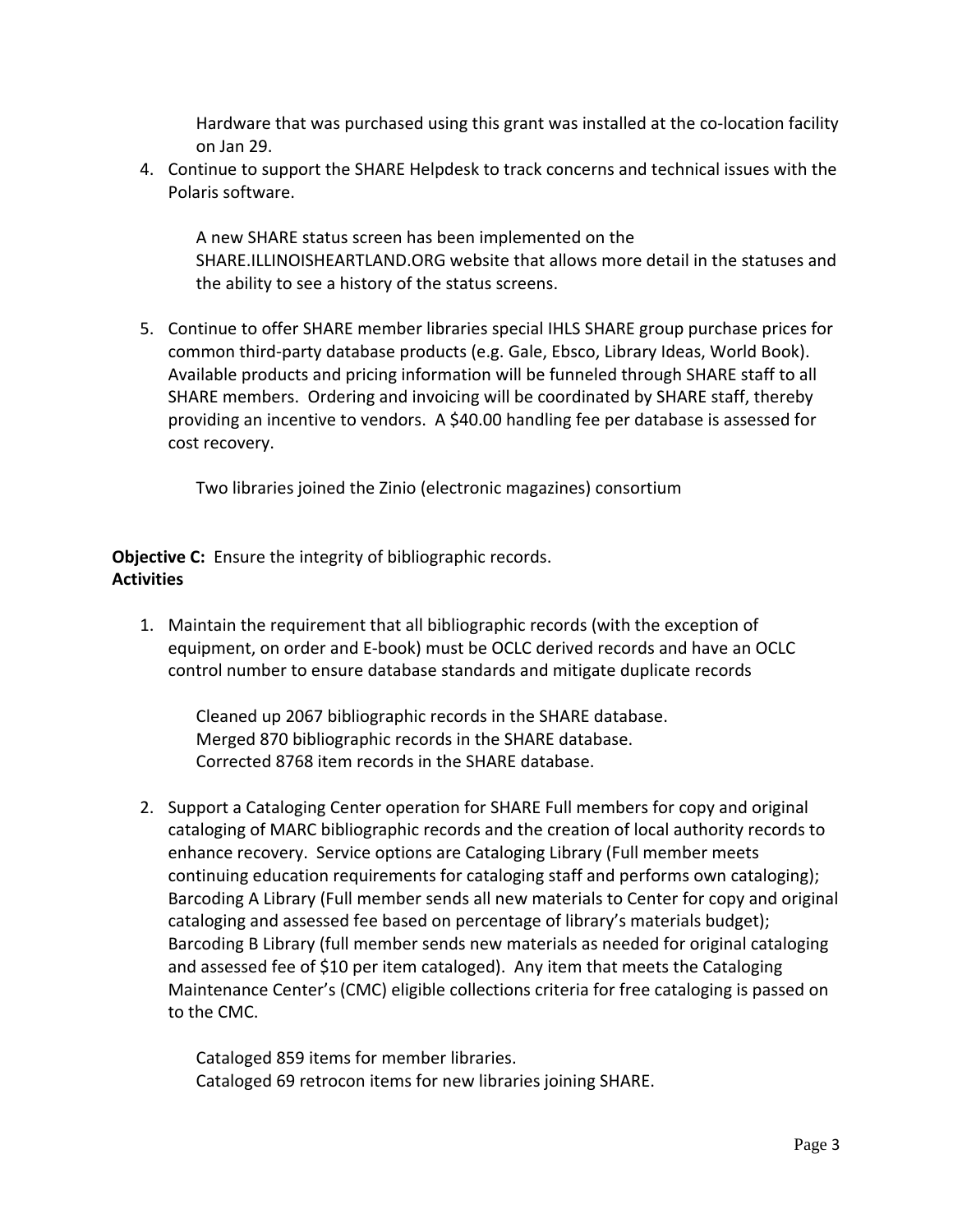Hardware that was purchased using this grant was installed at the co-location facility on Jan 29.

4. Continue to support the SHARE Helpdesk to track concerns and technical issues with the Polaris software.

   A new SHARE status screen has been implemented on the SHARE.ILLINOISHEARTLAND.ORG website that allows more detail in the statuses and the ability to see a history of the status screens.

5. Continue to offer SHARE member libraries special IHLS SHARE group purchase prices for common third-party database products (e.g. Gale, Ebsco, Library Ideas, World Book). Available products and pricing information will be funneled through SHARE staff to all SHARE members. Ordering and invoicing will be coordinated by SHARE staff, thereby providing an incentive to vendors. A $40.00 handling fee per database is assessed for cost recovery.

   Two libraries joined the Zinio (electronic magazines) consortium

**Objective C:** Ensure the integrity of bibliographic records.
**Activities**

1. Maintain the requirement that all bibliographic records (with the exception of equipment, on order and E-book) must be OCLC derived records and have an OCLC control number to ensure database standards and mitigate duplicate records

   Cleaned up 2067 bibliographic records in the SHARE database.
   Merged 870 bibliographic records in the SHARE database.
   Corrected 8768 item records in the SHARE database.

2. Support a Cataloging Center operation for SHARE Full members for copy and original cataloging of MARC bibliographic records and the creation of local authority records to enhance recovery. Service options are Cataloging Library (Full member meets continuing education requirements for cataloging staff and performs own cataloging); Barcoding A Library (Full member sends all new materials to Center for copy and original cataloging and assessed fee based on percentage of library's materials budget); Barcoding B Library (full member sends new materials as needed for original cataloging and assessed fee of $10 per item cataloged). Any item that meets the Cataloging Maintenance Center's (CMC) eligible collections criteria for free cataloging is passed on to the CMC.

   Cataloged 859 items for member libraries.
   Cataloged 69 retrocon items for new libraries joining SHARE.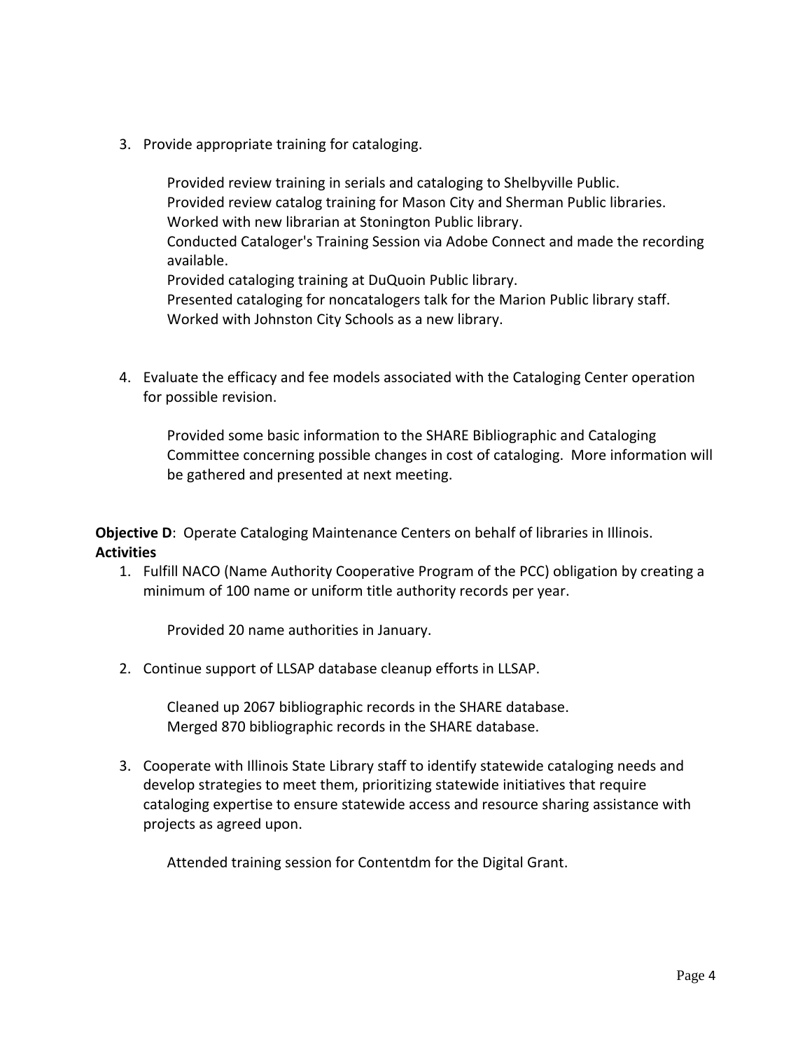3. Provide appropriate training for cataloging.

    Provided review training in serials and cataloging to Shelbyville Public.
    Provided review catalog training for Mason City and Sherman Public libraries.
    Worked with new librarian at Stonington Public library.
    Conducted Cataloger's Training Session via Adobe Connect and made the recording available.
    Provided cataloging training at DuQuoin Public library.
    Presented cataloging for noncatalogers talk for the Marion Public library staff.
    Worked with Johnston City Schools as a new library.

4. Evaluate the efficacy and fee models associated with the Cataloging Center operation for possible revision.

    Provided some basic information to the SHARE Bibliographic and Cataloging Committee concerning possible changes in cost of cataloging. More information will be gathered and presented at next meeting.

**Objective D**: Operate Cataloging Maintenance Centers on behalf of libraries in Illinois.
**Activities**

1. Fulfill NACO (Name Authority Cooperative Program of the PCC) obligation by creating a minimum of 100 name or uniform title authority records per year.

    Provided 20 name authorities in January.

2. Continue support of LLSAP database cleanup efforts in LLSAP.

    Cleaned up 2067 bibliographic records in the SHARE database.
    Merged 870 bibliographic records in the SHARE database.

3. Cooperate with Illinois State Library staff to identify statewide cataloging needs and develop strategies to meet them, prioritizing statewide initiatives that require cataloging expertise to ensure statewide access and resource sharing assistance with projects as agreed upon.

    Attended training session for Contentdm for the Digital Grant.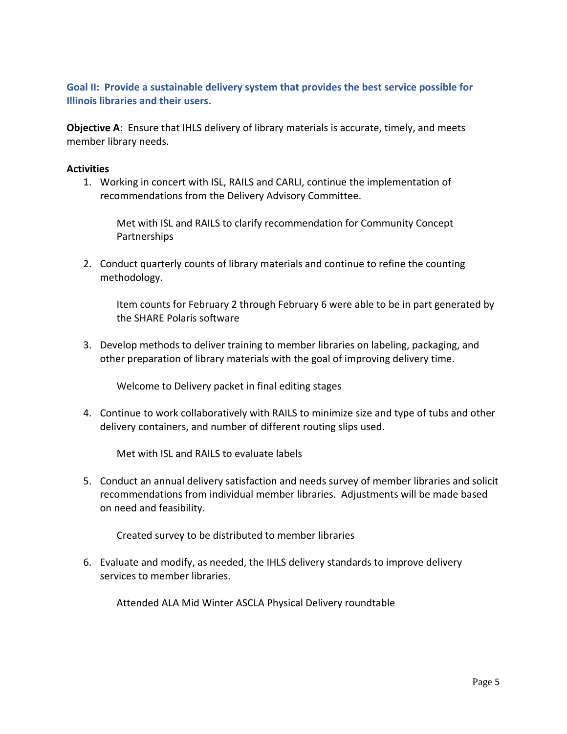## Goal II: Provide a sustainable delivery system that provides the best service possible for Illinois libraries and their users.

**Objective A**: Ensure that IHLS delivery of library materials is accurate, timely, and meets member library needs.

**Activities**

1. Working in concert with ISL, RAILS and CARLI, continue the implementation of recommendations from the Delivery Advisory Committee.

   Met with ISL and RAILS to clarify recommendation for Community Concept Partnerships

2. Conduct quarterly counts of library materials and continue to refine the counting methodology.

   Item counts for February 2 through February 6 were able to be in part generated by the SHARE Polaris software

3. Develop methods to deliver training to member libraries on labeling, packaging, and other preparation of library materials with the goal of improving delivery time.

   Welcome to Delivery packet in final editing stages

4. Continue to work collaboratively with RAILS to minimize size and type of tubs and other delivery containers, and number of different routing slips used.

   Met with ISL and RAILS to evaluate labels

5. Conduct an annual delivery satisfaction and needs survey of member libraries and solicit recommendations from individual member libraries. Adjustments will be made based on need and feasibility.

   Created survey to be distributed to member libraries

6. Evaluate and modify, as needed, the IHLS delivery standards to improve delivery services to member libraries.

   Attended ALA Mid Winter ASCLA Physical Delivery roundtable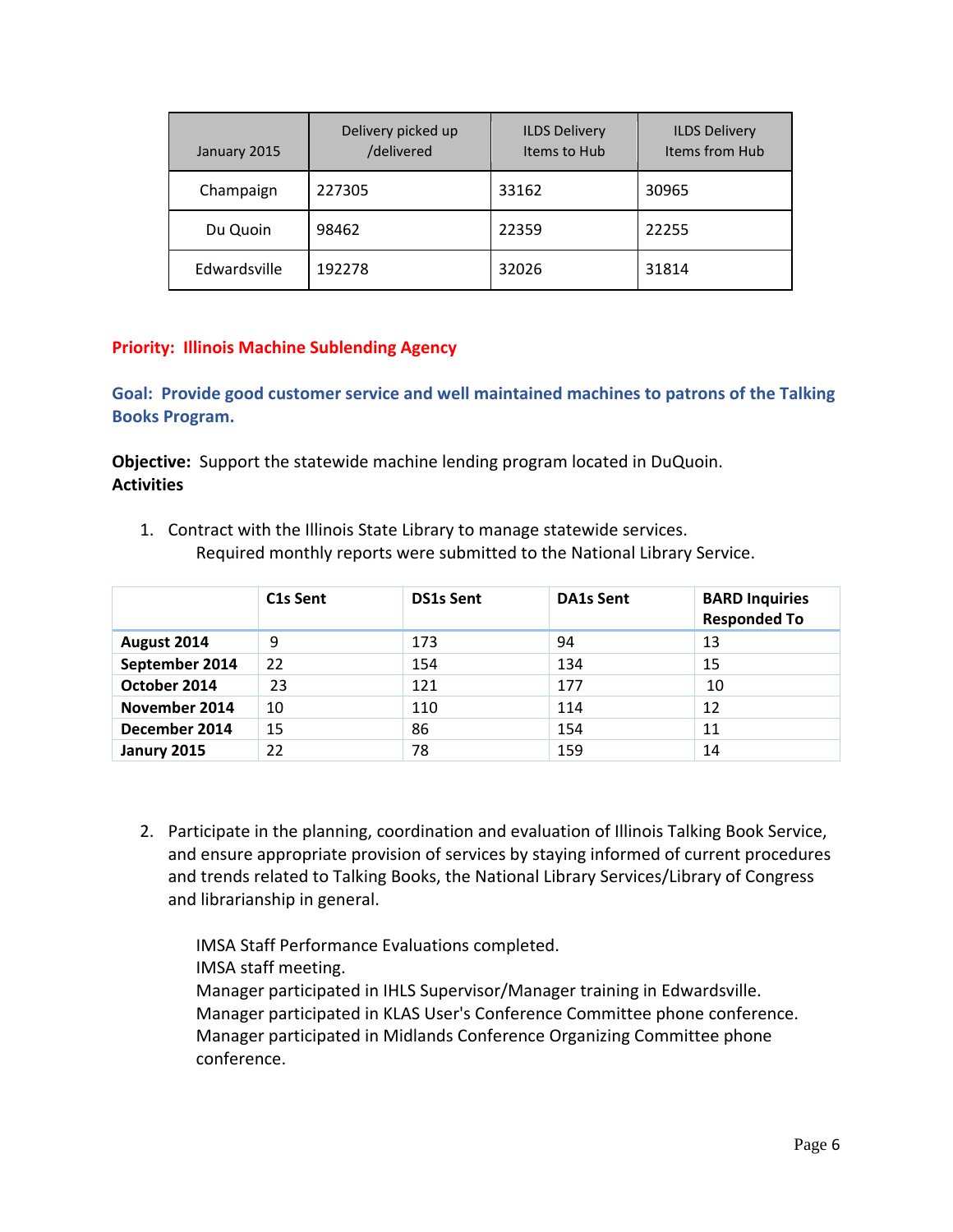| January 2015 | Delivery picked up /delivered | ILDS Delivery Items to Hub | ILDS Delivery Items from Hub |
|---|---|---|---|
| Champaign | 227305 | 33162 | 30965 |
| Du Quoin | 98462 | 22359 | 22255 |
| Edwardsville | 192278 | 32026 | 31814 |

**Priority: Illinois Machine Sublending Agency**

**Goal: Provide good customer service and well maintained machines to patrons of the Talking Books Program.**

**Objective:** Support the statewide machine lending program located in DuQuoin.
**Activities**

1. Contract with the Illinois State Library to manage statewide services.
   Required monthly reports were submitted to the National Library Service.

| | C1s Sent | DS1s Sent | DA1s Sent | BARD Inquiries Responded To |
|---|---|---|---|---|
| **August 2014** | 9 | 173 | 94 | 13 |
| **September 2014** | 22 | 154 | 134 | 15 |
| **October 2014** | 23 | 121 | 177 | 10 |
| **November 2014** | 10 | 110 | 114 | 12 |
| **December 2014** | 15 | 86 | 154 | 11 |
| **Janury 2015** | 22 | 78 | 159 | 14 |

2. Participate in the planning, coordination and evaluation of Illinois Talking Book Service, and ensure appropriate provision of services by staying informed of current procedures and trends related to Talking Books, the National Library Services/Library of Congress and librarianship in general.

   IMSA Staff Performance Evaluations completed.
   IMSA staff meeting.
   Manager participated in IHLS Supervisor/Manager training in Edwardsville.
   Manager participated in KLAS User's Conference Committee phone conference.
   Manager participated in Midlands Conference Organizing Committee phone conference.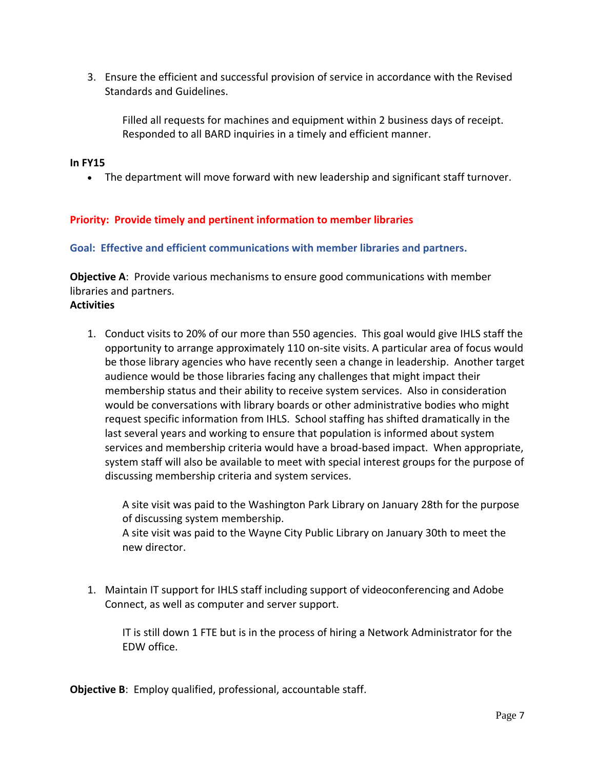3. Ensure the efficient and successful provision of service in accordance with the Revised Standards and Guidelines.

   Filled all requests for machines and equipment within 2 business days of receipt. Responded to all BARD inquiries in a timely and efficient manner.

**In FY15**

- The department will move forward with new leadership and significant staff turnover.

**Priority: Provide timely and pertinent information to member libraries**

**Goal: Effective and efficient communications with member libraries and partners.**

**Objective A**: Provide various mechanisms to ensure good communications with member libraries and partners.

**Activities**

1. Conduct visits to 20% of our more than 550 agencies. This goal would give IHLS staff the opportunity to arrange approximately 110 on-site visits. A particular area of focus would be those library agencies who have recently seen a change in leadership. Another target audience would be those libraries facing any challenges that might impact their membership status and their ability to receive system services. Also in consideration would be conversations with library boards or other administrative bodies who might request specific information from IHLS. School staffing has shifted dramatically in the last several years and working to ensure that population is informed about system services and membership criteria would have a broad-based impact. When appropriate, system staff will also be available to meet with special interest groups for the purpose of discussing membership criteria and system services.

   A site visit was paid to the Washington Park Library on January 28th for the purpose of discussing system membership.
   A site visit was paid to the Wayne City Public Library on January 30th to meet the new director.

1. Maintain IT support for IHLS staff including support of videoconferencing and Adobe Connect, as well as computer and server support.

   IT is still down 1 FTE but is in the process of hiring a Network Administrator for the EDW office.

**Objective B**: Employ qualified, professional, accountable staff.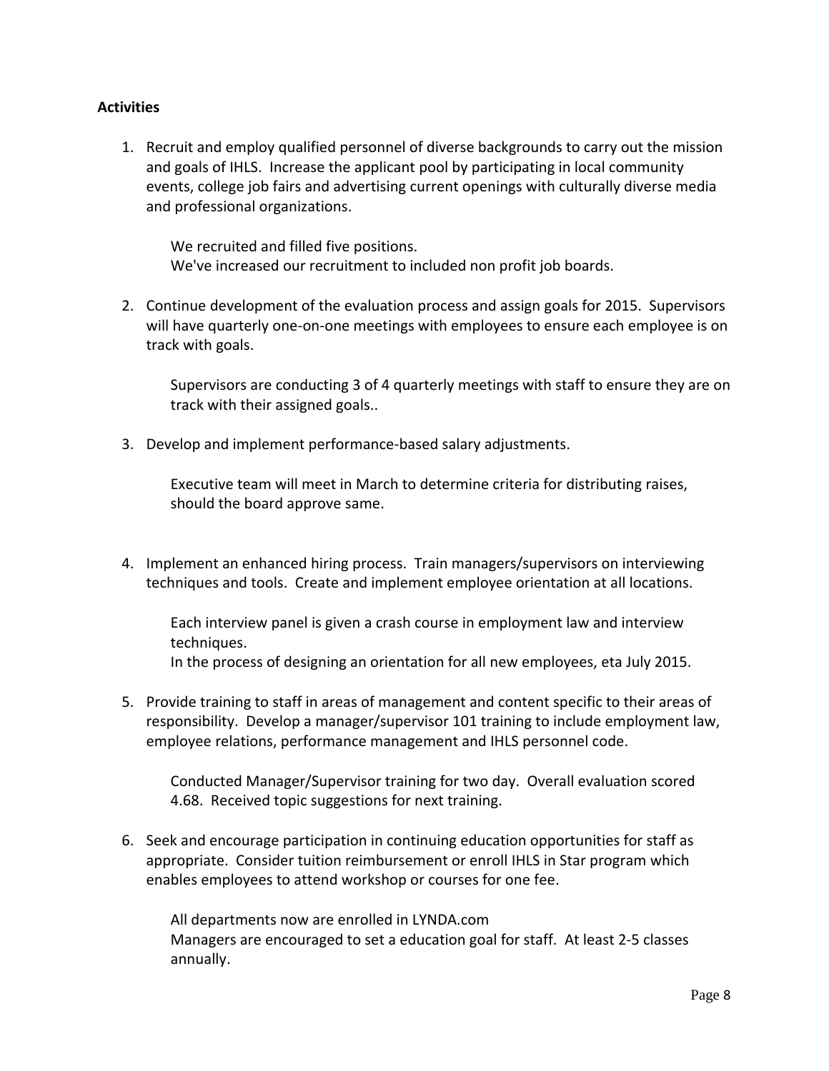**Activities**

1. Recruit and employ qualified personnel of diverse backgrounds to carry out the mission and goals of IHLS. Increase the applicant pool by participating in local community events, college job fairs and advertising current openings with culturally diverse media and professional organizations.

   We recruited and filled five positions.
   We've increased our recruitment to included non profit job boards.

2. Continue development of the evaluation process and assign goals for 2015. Supervisors will have quarterly one-on-one meetings with employees to ensure each employee is on track with goals.

   Supervisors are conducting 3 of 4 quarterly meetings with staff to ensure they are on track with their assigned goals..

3. Develop and implement performance-based salary adjustments.

   Executive team will meet in March to determine criteria for distributing raises, should the board approve same.

4. Implement an enhanced hiring process. Train managers/supervisors on interviewing techniques and tools. Create and implement employee orientation at all locations.

   Each interview panel is given a crash course in employment law and interview techniques.
   In the process of designing an orientation for all new employees, eta July 2015.

5. Provide training to staff in areas of management and content specific to their areas of responsibility. Develop a manager/supervisor 101 training to include employment law, employee relations, performance management and IHLS personnel code.

   Conducted Manager/Supervisor training for two day. Overall evaluation scored 4.68. Received topic suggestions for next training.

6. Seek and encourage participation in continuing education opportunities for staff as appropriate. Consider tuition reimbursement or enroll IHLS in Star program which enables employees to attend workshop or courses for one fee.

   All departments now are enrolled in LYNDA.com
   Managers are encouraged to set a education goal for staff. At least 2-5 classes annually.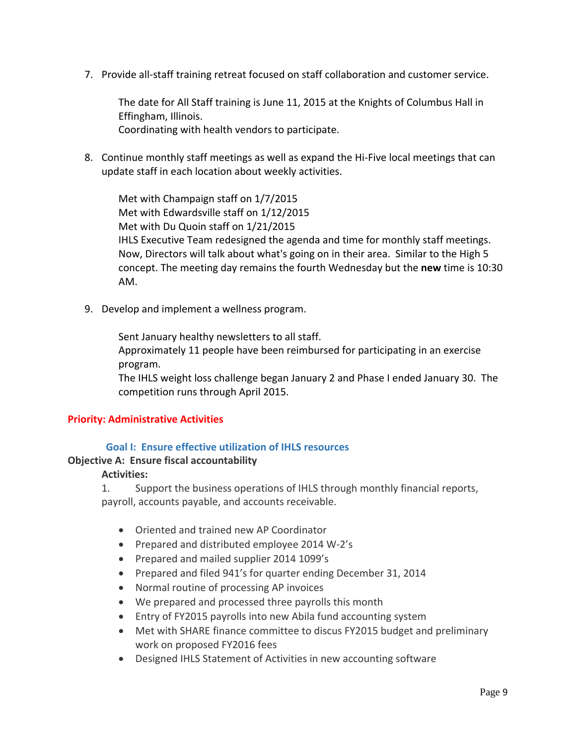7. Provide all-staff training retreat focused on staff collaboration and customer service.

   The date for All Staff training is June 11, 2015 at the Knights of Columbus Hall in Effingham, Illinois.
   Coordinating with health vendors to participate.

8. Continue monthly staff meetings as well as expand the Hi-Five local meetings that can update staff in each location about weekly activities.

   Met with Champaign staff on 1/7/2015
   Met with Edwardsville staff on 1/12/2015
   Met with Du Quoin staff on 1/21/2015
   IHLS Executive Team redesigned the agenda and time for monthly staff meetings. Now, Directors will talk about what's going on in their area. Similar to the High 5 concept. The meeting day remains the fourth Wednesday but the **new** time is 10:30 AM.

9. Develop and implement a wellness program.

   Sent January healthy newsletters to all staff.
   Approximately 11 people have been reimbursed for participating in an exercise program.
   The IHLS weight loss challenge began January 2 and Phase I ended January 30. The competition runs through April 2015.

## Priority: Administrative Activities

### Goal I: Ensure effective utilization of IHLS resources

**Objective A: Ensure fiscal accountability**

**Activities:**

1. Support the business operations of IHLS through monthly financial reports, payroll, accounts payable, and accounts receivable.

- Oriented and trained new AP Coordinator
- Prepared and distributed employee 2014 W-2's
- Prepared and mailed supplier 2014 1099's
- Prepared and filed 941's for quarter ending December 31, 2014
- Normal routine of processing AP invoices
- We prepared and processed three payrolls this month
- Entry of FY2015 payrolls into new Abila fund accounting system
- Met with SHARE finance committee to discus FY2015 budget and preliminary work on proposed FY2016 fees
- Designed IHLS Statement of Activities in new accounting software